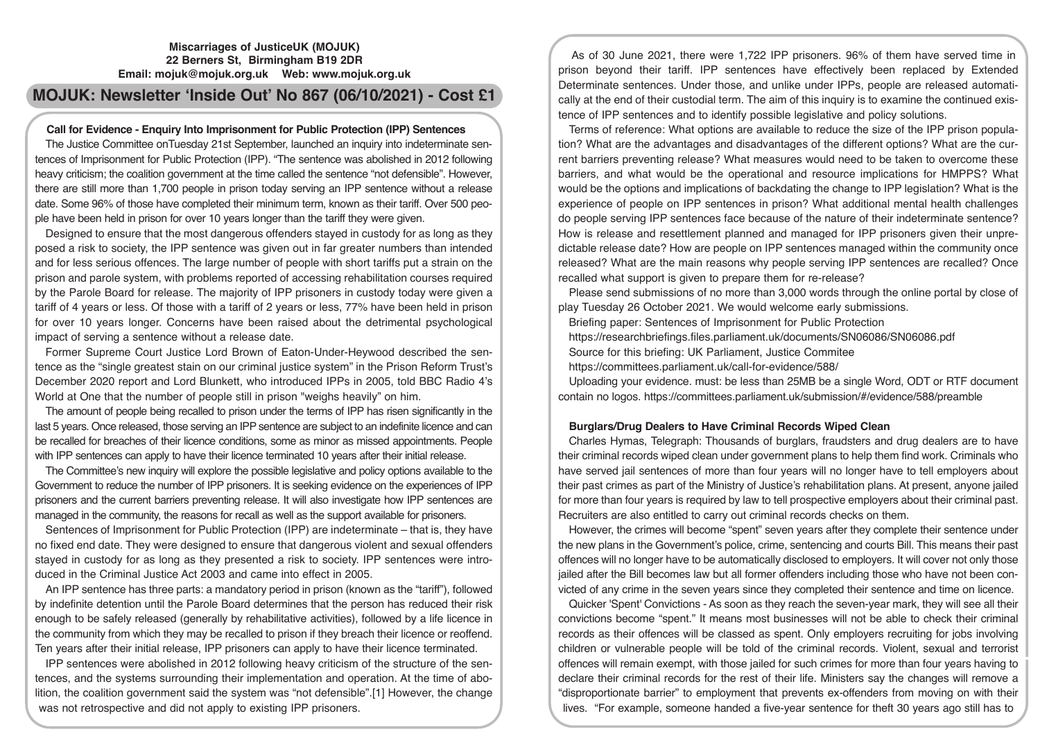**Miscarriages of JusticeUK (MOJUK)**
**22 Berners St, Birmingham B19 2DR**
**Email: mojuk@mojuk.org.uk Web: www.mojuk.org.uk**

# MOJUK: Newsletter 'Inside Out' No 867 (06/10/2021) - Cost £1

## Call for Evidence - Enquiry Into Imprisonment for Public Protection (IPP) Sentences

The Justice Committee onTuesday 21st September, launched an inquiry into indeterminate sentences of Imprisonment for Public Protection (IPP). "The sentence was abolished in 2012 following heavy criticism; the coalition government at the time called the sentence "not defensible". However, there are still more than 1,700 people in prison today serving an IPP sentence without a release date. Some 96% of those have completed their minimum term, known as their tariff. Over 500 people have been held in prison for over 10 years longer than the tariff they were given.

Designed to ensure that the most dangerous offenders stayed in custody for as long as they posed a risk to society, the IPP sentence was given out in far greater numbers than intended and for less serious offences. The large number of people with short tariffs put a strain on the prison and parole system, with problems reported of accessing rehabilitation courses required by the Parole Board for release. The majority of IPP prisoners in custody today were given a tariff of 4 years or less. Of those with a tariff of 2 years or less, 77% have been held in prison for over 10 years longer. Concerns have been raised about the detrimental psychological impact of serving a sentence without a release date.

Former Supreme Court Justice Lord Brown of Eaton-Under-Heywood described the sentence as the "single greatest stain on our criminal justice system" in the Prison Reform Trust's December 2020 report and Lord Blunkett, who introduced IPPs in 2005, told BBC Radio 4's World at One that the number of people still in prison "weighs heavily" on him.

The amount of people being recalled to prison under the terms of IPP has risen significantly in the last 5 years. Once released, those serving an IPP sentence are subject to an indefinite licence and can be recalled for breaches of their licence conditions, some as minor as missed appointments. People with IPP sentences can apply to have their licence terminated 10 years after their initial release.

The Committee's new inquiry will explore the possible legislative and policy options available to the Government to reduce the number of IPP prisoners. It is seeking evidence on the experiences of IPP prisoners and the current barriers preventing release. It will also investigate how IPP sentences are managed in the community, the reasons for recall as well as the support available for prisoners.

Sentences of Imprisonment for Public Protection (IPP) are indeterminate – that is, they have no fixed end date. They were designed to ensure that dangerous violent and sexual offenders stayed in custody for as long as they presented a risk to society. IPP sentences were introduced in the Criminal Justice Act 2003 and came into effect in 2005.

An IPP sentence has three parts: a mandatory period in prison (known as the "tariff"), followed by indefinite detention until the Parole Board determines that the person has reduced their risk enough to be safely released (generally by rehabilitative activities), followed by a life licence in the community from which they may be recalled to prison if they breach their licence or reoffend. Ten years after their initial release, IPP prisoners can apply to have their licence terminated.

IPP sentences were abolished in 2012 following heavy criticism of the structure of the sentences, and the systems surrounding their implementation and operation. At the time of abolition, the coalition government said the system was "not defensible".[1] However, the change was not retrospective and did not apply to existing IPP prisoners.

As of 30 June 2021, there were 1,722 IPP prisoners. 96% of them have served time in prison beyond their tariff. IPP sentences have effectively been replaced by Extended Determinate sentences. Under those, and unlike under IPPs, people are released automatically at the end of their custodial term. The aim of this inquiry is to examine the continued existence of IPP sentences and to identify possible legislative and policy solutions.

Terms of reference: What options are available to reduce the size of the IPP prison population? What are the advantages and disadvantages of the different options? What are the current barriers preventing release? What measures would need to be taken to overcome these barriers, and what would be the operational and resource implications for HMPPS? What would be the options and implications of backdating the change to IPP legislation? What is the experience of people on IPP sentences in prison? What additional mental health challenges do people serving IPP sentences face because of the nature of their indeterminate sentence? How is release and resettlement planned and managed for IPP prisoners given their unpredictable release date? How are people on IPP sentences managed within the community once released? What are the main reasons why people serving IPP sentences are recalled? Once recalled what support is given to prepare them for re-release?

Please send submissions of no more than 3,000 words through the online portal by close of play Tuesday 26 October 2021. We would welcome early submissions.

Briefing paper: Sentences of Imprisonment for Public Protection
https://researchbriefings.files.parliament.uk/documents/SN06086/SN06086.pdf
Source for this briefing: UK Parliament, Justice Commitee
https://committees.parliament.uk/call-for-evidence/588/

Uploading your evidence. must: be less than 25MB be a single Word, ODT or RTF document contain no logos. https://committees.parliament.uk/submission/#/evidence/588/preamble

## Burglars/Drug Dealers to Have Criminal Records Wiped Clean

Charles Hymas, Telegraph: Thousands of burglars, fraudsters and drug dealers are to have their criminal records wiped clean under government plans to help them find work. Criminals who have served jail sentences of more than four years will no longer have to tell employers about their past crimes as part of the Ministry of Justice's rehabilitation plans. At present, anyone jailed for more than four years is required by law to tell prospective employers about their criminal past. Recruiters are also entitled to carry out criminal records checks on them.

However, the crimes will become "spent" seven years after they complete their sentence under the new plans in the Government's police, crime, sentencing and courts Bill. This means their past offences will no longer have to be automatically disclosed to employers. It will cover not only those jailed after the Bill becomes law but all former offenders including those who have not been convicted of any crime in the seven years since they completed their sentence and time on licence.

Quicker 'Spent' Convictions - As soon as they reach the seven-year mark, they will see all their convictions become "spent." It means most businesses will not be able to check their criminal records as their offences will be classed as spent. Only employers recruiting for jobs involving children or vulnerable people will be told of the criminal records. Violent, sexual and terrorist offences will remain exempt, with those jailed for such crimes for more than four years having to declare their criminal records for the rest of their life. Ministers say the changes will remove a "disproportionate barrier" to employment that prevents ex-offenders from moving on with their lives. "For example, someone handed a five-year sentence for theft 30 years ago still has to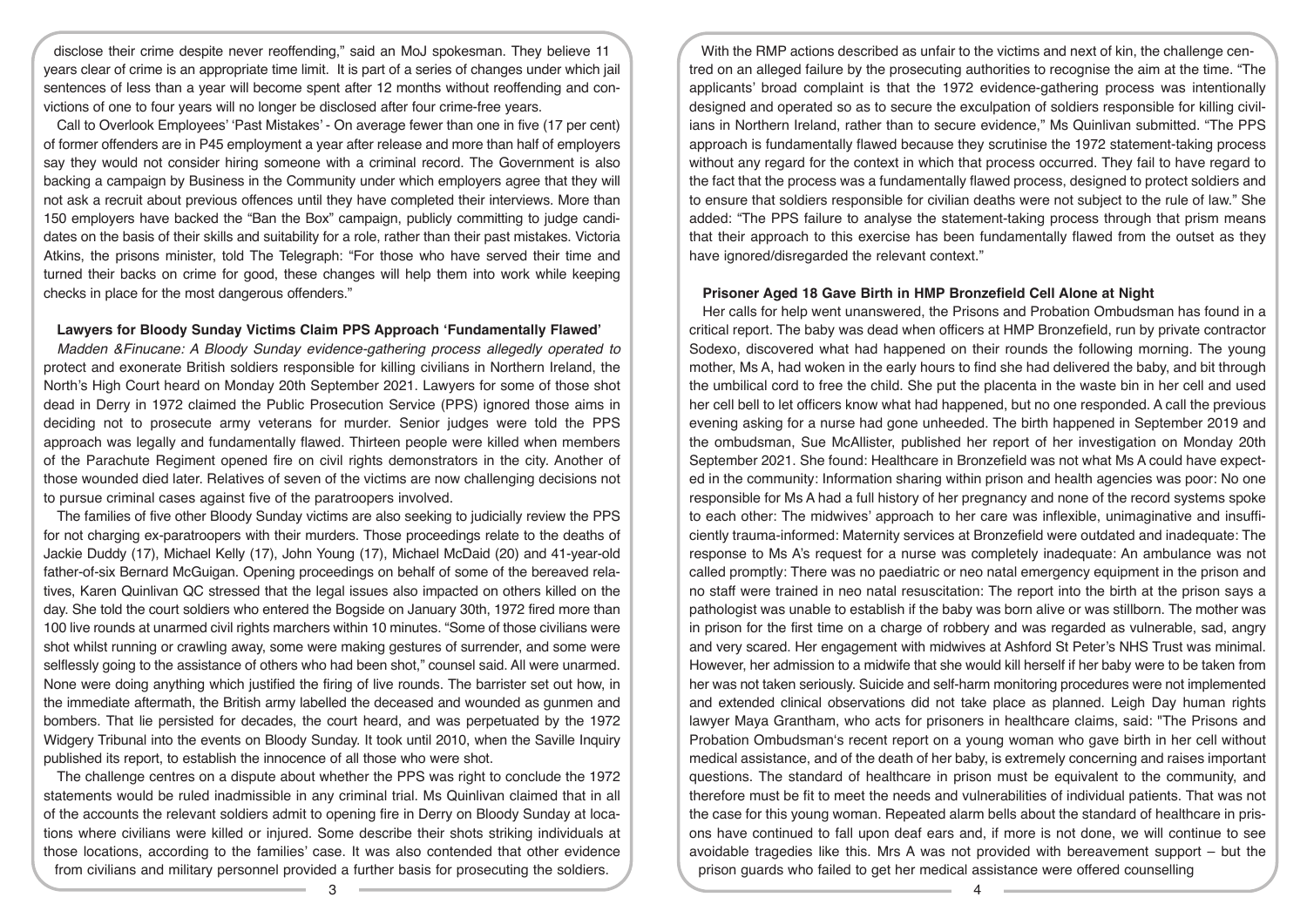disclose their crime despite never reoffending," said an MoJ spokesman. They believe 11 years clear of crime is an appropriate time limit. It is part of a series of changes under which jail sentences of less than a year will become spent after 12 months without reoffending and convictions of one to four years will no longer be disclosed after four crime-free years.

Call to Overlook Employees' 'Past Mistakes' - On average fewer than one in five (17 per cent) of former offenders are in P45 employment a year after release and more than half of employers say they would not consider hiring someone with a criminal record. The Government is also backing a campaign by Business in the Community under which employers agree that they will not ask a recruit about previous offences until they have completed their interviews. More than 150 employers have backed the "Ban the Box" campaign, publicly committing to judge candidates on the basis of their skills and suitability for a role, rather than their past mistakes. Victoria Atkins, the prisons minister, told The Telegraph: "For those who have served their time and turned their backs on crime for good, these changes will help them into work while keeping checks in place for the most dangerous offenders."

## Lawyers for Bloody Sunday Victims Claim PPS Approach 'Fundamentally Flawed'

*Madden &Finucane: A Bloody Sunday evidence-gathering process allegedly operated to* protect and exonerate British soldiers responsible for killing civilians in Northern Ireland, the North's High Court heard on Monday 20th September 2021. Lawyers for some of those shot dead in Derry in 1972 claimed the Public Prosecution Service (PPS) ignored those aims in deciding not to prosecute army veterans for murder. Senior judges were told the PPS approach was legally and fundamentally flawed. Thirteen people were killed when members of the Parachute Regiment opened fire on civil rights demonstrators in the city. Another of those wounded died later. Relatives of seven of the victims are now challenging decisions not to pursue criminal cases against five of the paratroopers involved.

The families of five other Bloody Sunday victims are also seeking to judicially review the PPS for not charging ex-paratroopers with their murders. Those proceedings relate to the deaths of Jackie Duddy (17), Michael Kelly (17), John Young (17), Michael McDaid (20) and 41-year-old father-of-six Bernard McGuigan. Opening proceedings on behalf of some of the bereaved relatives, Karen Quinlivan QC stressed that the legal issues also impacted on others killed on the day. She told the court soldiers who entered the Bogside on January 30th, 1972 fired more than 100 live rounds at unarmed civil rights marchers within 10 minutes. "Some of those civilians were shot whilst running or crawling away, some were making gestures of surrender, and some were selflessly going to the assistance of others who had been shot," counsel said. All were unarmed. None were doing anything which justified the firing of live rounds. The barrister set out how, in the immediate aftermath, the British army labelled the deceased and wounded as gunmen and bombers. That lie persisted for decades, the court heard, and was perpetuated by the 1972 Widgery Tribunal into the events on Bloody Sunday. It took until 2010, when the Saville Inquiry published its report, to establish the innocence of all those who were shot.

The challenge centres on a dispute about whether the PPS was right to conclude the 1972 statements would be ruled inadmissible in any criminal trial. Ms Quinlivan claimed that in all of the accounts the relevant soldiers admit to opening fire in Derry on Bloody Sunday at locations where civilians were killed or injured. Some describe their shots striking individuals at those locations, according to the families' case. It was also contended that other evidence from civilians and military personnel provided a further basis for prosecuting the soldiers.

With the RMP actions described as unfair to the victims and next of kin, the challenge centred on an alleged failure by the prosecuting authorities to recognise the aim at the time. "The applicants' broad complaint is that the 1972 evidence-gathering process was intentionally designed and operated so as to secure the exculpation of soldiers responsible for killing civilians in Northern Ireland, rather than to secure evidence," Ms Quinlivan submitted. "The PPS approach is fundamentally flawed because they scrutinise the 1972 statement-taking process without any regard for the context in which that process occurred. They fail to have regard to the fact that the process was a fundamentally flawed process, designed to protect soldiers and to ensure that soldiers responsible for civilian deaths were not subject to the rule of law." She added: "The PPS failure to analyse the statement-taking process through that prism means that their approach to this exercise has been fundamentally flawed from the outset as they have ignored/disregarded the relevant context."

## Prisoner Aged 18 Gave Birth in HMP Bronzefield Cell Alone at Night

Her calls for help went unanswered, the Prisons and Probation Ombudsman has found in a critical report. The baby was dead when officers at HMP Bronzefield, run by private contractor Sodexo, discovered what had happened on their rounds the following morning. The young mother, Ms A, had woken in the early hours to find she had delivered the baby, and bit through the umbilical cord to free the child. She put the placenta in the waste bin in her cell and used her cell bell to let officers know what had happened, but no one responded. A call the previous evening asking for a nurse had gone unheeded. The birth happened in September 2019 and the ombudsman, Sue McAllister, published her report of her investigation on Monday 20th September 2021. She found: Healthcare in Bronzefield was not what Ms A could have expected in the community: Information sharing within prison and health agencies was poor: No one responsible for Ms A had a full history of her pregnancy and none of the record systems spoke to each other: The midwives' approach to her care was inflexible, unimaginative and insufficiently trauma-informed: Maternity services at Bronzefield were outdated and inadequate: The response to Ms A's request for a nurse was completely inadequate: An ambulance was not called promptly: There was no paediatric or neo natal emergency equipment in the prison and no staff were trained in neo natal resuscitation: The report into the birth at the prison says a pathologist was unable to establish if the baby was born alive or was stillborn. The mother was in prison for the first time on a charge of robbery and was regarded as vulnerable, sad, angry and very scared. Her engagement with midwives at Ashford St Peter's NHS Trust was minimal. However, her admission to a midwife that she would kill herself if her baby were to be taken from her was not taken seriously. Suicide and self-harm monitoring procedures were not implemented and extended clinical observations did not take place as planned. Leigh Day human rights lawyer Maya Grantham, who acts for prisoners in healthcare claims, said: "The Prisons and Probation Ombudsman's recent report on a young woman who gave birth in her cell without medical assistance, and of the death of her baby, is extremely concerning and raises important questions. The standard of healthcare in prison must be equivalent to the community, and therefore must be fit to meet the needs and vulnerabilities of individual patients. That was not the case for this young woman. Repeated alarm bells about the standard of healthcare in prisons have continued to fall upon deaf ears and, if more is not done, we will continue to see avoidable tragedies like this. Mrs A was not provided with bereavement support – but the prison guards who failed to get her medical assistance were offered counselling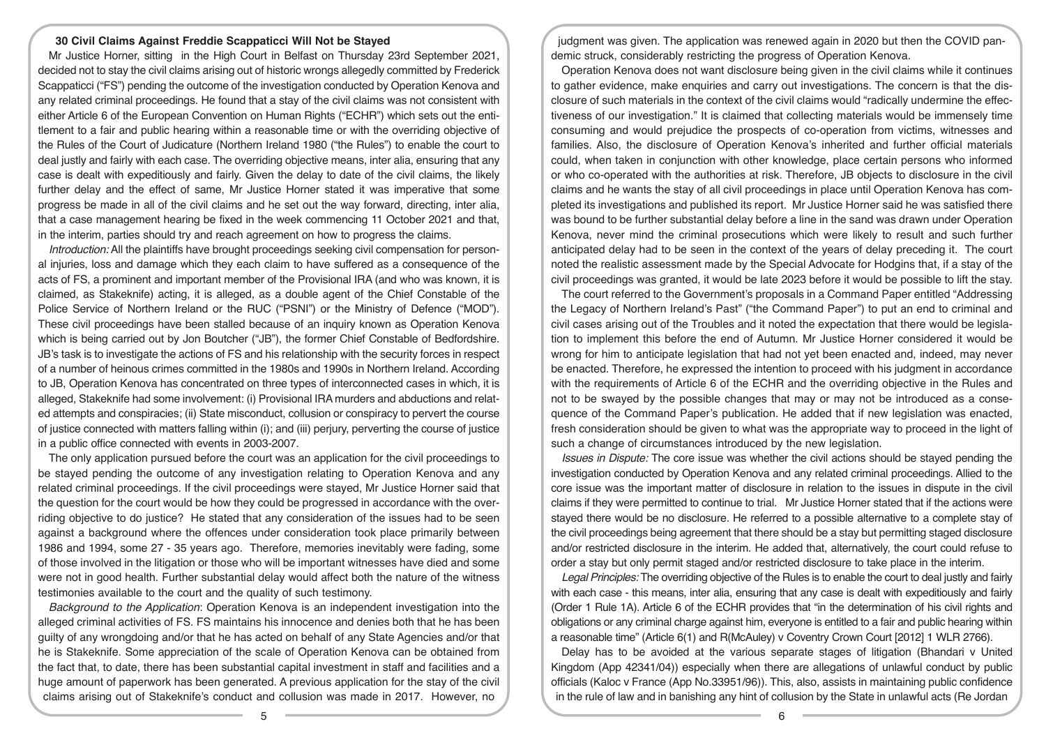## 30 Civil Claims Against Freddie Scappaticci Will Not be Stayed

Mr Justice Horner, sitting in the High Court in Belfast on Thursday 23rd September 2021, decided not to stay the civil claims arising out of historic wrongs allegedly committed by Frederick Scappaticci ("FS") pending the outcome of the investigation conducted by Operation Kenova and any related criminal proceedings. He found that a stay of the civil claims was not consistent with either Article 6 of the European Convention on Human Rights ("ECHR") which sets out the entitlement to a fair and public hearing within a reasonable time or with the overriding objective of the Rules of the Court of Judicature (Northern Ireland 1980 ("the Rules") to enable the court to deal justly and fairly with each case. The overriding objective means, inter alia, ensuring that any case is dealt with expeditiously and fairly. Given the delay to date of the civil claims, the likely further delay and the effect of same, Mr Justice Horner stated it was imperative that some progress be made in all of the civil claims and he set out the way forward, directing, inter alia, that a case management hearing be fixed in the week commencing 11 October 2021 and that, in the interim, parties should try and reach agreement on how to progress the claims.

*Introduction:* All the plaintiffs have brought proceedings seeking civil compensation for personal injuries, loss and damage which they each claim to have suffered as a consequence of the acts of FS, a prominent and important member of the Provisional IRA (and who was known, it is claimed, as Stakeknife) acting, it is alleged, as a double agent of the Chief Constable of the Police Service of Northern Ireland or the RUC ("PSNI") or the Ministry of Defence ("MOD"). These civil proceedings have been stalled because of an inquiry known as Operation Kenova which is being carried out by Jon Boutcher ("JB"), the former Chief Constable of Bedfordshire. JB's task is to investigate the actions of FS and his relationship with the security forces in respect of a number of heinous crimes committed in the 1980s and 1990s in Northern Ireland. According to JB, Operation Kenova has concentrated on three types of interconnected cases in which, it is alleged, Stakeknife had some involvement: (i) Provisional IRA murders and abductions and related attempts and conspiracies; (ii) State misconduct, collusion or conspiracy to pervert the course of justice connected with matters falling within (i); and (iii) perjury, perverting the course of justice in a public office connected with events in 2003-2007.

The only application pursued before the court was an application for the civil proceedings to be stayed pending the outcome of any investigation relating to Operation Kenova and any related criminal proceedings. If the civil proceedings were stayed, Mr Justice Horner said that the question for the court would be how they could be progressed in accordance with the overriding objective to do justice? He stated that any consideration of the issues had to be seen against a background where the offences under consideration took place primarily between 1986 and 1994, some 27 - 35 years ago. Therefore, memories inevitably were fading, some of those involved in the litigation or those who will be important witnesses have died and some were not in good health. Further substantial delay would affect both the nature of the witness testimonies available to the court and the quality of such testimony.

*Background to the Application*: Operation Kenova is an independent investigation into the alleged criminal activities of FS. FS maintains his innocence and denies both that he has been guilty of any wrongdoing and/or that he has acted on behalf of any State Agencies and/or that he is Stakeknife. Some appreciation of the scale of Operation Kenova can be obtained from the fact that, to date, there has been substantial capital investment in staff and facilities and a huge amount of paperwork has been generated. A previous application for the stay of the civil claims arising out of Stakeknife's conduct and collusion was made in 2017. However, no judgment was given. The application was renewed again in 2020 but then the COVID pandemic struck, considerably restricting the progress of Operation Kenova.

Operation Kenova does not want disclosure being given in the civil claims while it continues to gather evidence, make enquiries and carry out investigations. The concern is that the disclosure of such materials in the context of the civil claims would "radically undermine the effectiveness of our investigation." It is claimed that collecting materials would be immensely time consuming and would prejudice the prospects of co-operation from victims, witnesses and families. Also, the disclosure of Operation Kenova's inherited and further official materials could, when taken in conjunction with other knowledge, place certain persons who informed or who co-operated with the authorities at risk. Therefore, JB objects to disclosure in the civil claims and he wants the stay of all civil proceedings in place until Operation Kenova has completed its investigations and published its report. Mr Justice Horner said he was satisfied there was bound to be further substantial delay before a line in the sand was drawn under Operation Kenova, never mind the criminal prosecutions which were likely to result and such further anticipated delay had to be seen in the context of the years of delay preceding it. The court noted the realistic assessment made by the Special Advocate for Hodgins that, if a stay of the civil proceedings was granted, it would be late 2023 before it would be possible to lift the stay.

The court referred to the Government's proposals in a Command Paper entitled "Addressing the Legacy of Northern Ireland's Past" ("the Command Paper") to put an end to criminal and civil cases arising out of the Troubles and it noted the expectation that there would be legislation to implement this before the end of Autumn. Mr Justice Horner considered it would be wrong for him to anticipate legislation that had not yet been enacted and, indeed, may never be enacted. Therefore, he expressed the intention to proceed with his judgment in accordance with the requirements of Article 6 of the ECHR and the overriding objective in the Rules and not to be swayed by the possible changes that may or may not be introduced as a consequence of the Command Paper's publication. He added that if new legislation was enacted, fresh consideration should be given to what was the appropriate way to proceed in the light of such a change of circumstances introduced by the new legislation.

*Issues in Dispute:* The core issue was whether the civil actions should be stayed pending the investigation conducted by Operation Kenova and any related criminal proceedings. Allied to the core issue was the important matter of disclosure in relation to the issues in dispute in the civil claims if they were permitted to continue to trial. Mr Justice Horner stated that if the actions were stayed there would be no disclosure. He referred to a possible alternative to a complete stay of the civil proceedings being agreement that there should be a stay but permitting staged disclosure and/or restricted disclosure in the interim. He added that, alternatively, the court could refuse to order a stay but only permit staged and/or restricted disclosure to take place in the interim.

*Legal Principles:* The overriding objective of the Rules is to enable the court to deal justly and fairly with each case - this means, inter alia, ensuring that any case is dealt with expeditiously and fairly (Order 1 Rule 1A). Article 6 of the ECHR provides that "in the determination of his civil rights and obligations or any criminal charge against him, everyone is entitled to a fair and public hearing within a reasonable time" (Article 6(1) and R(McAuley) v Coventry Crown Court [2012] 1 WLR 2766).

Delay has to be avoided at the various separate stages of litigation (Bhandari v United Kingdom (App 42341/04)) especially when there are allegations of unlawful conduct by public officials (Kaloc v France (App No.33951/96)). This, also, assists in maintaining public confidence in the rule of law and in banishing any hint of collusion by the State in unlawful acts (Re Jordan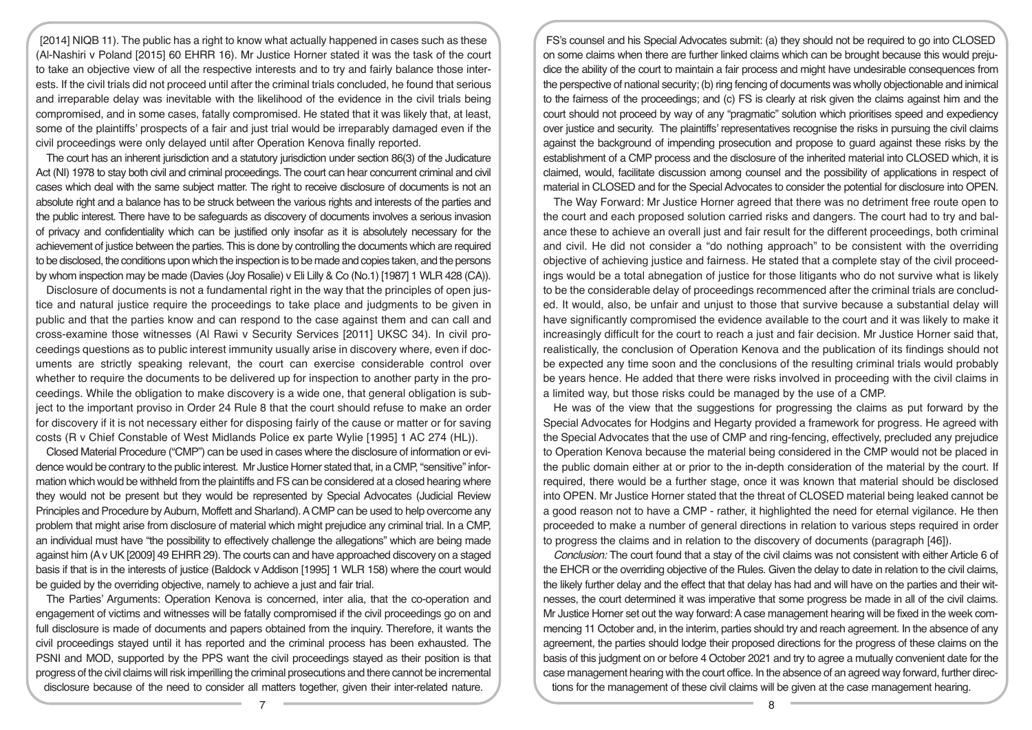[2014] NIQB 11). The public has a right to know what actually happened in cases such as these (Al-Nashiri v Poland [2015] 60 EHRR 16). Mr Justice Horner stated it was the task of the court to take an objective view of all the respective interests and to try and fairly balance those interests. If the civil trials did not proceed until after the criminal trials concluded, he found that serious and irreparable delay was inevitable with the likelihood of the evidence in the civil trials being compromised, and in some cases, fatally compromised. He stated that it was likely that, at least, some of the plaintiffs' prospects of a fair and just trial would be irreparably damaged even if the civil proceedings were only delayed until after Operation Kenova finally reported.

The court has an inherent jurisdiction and a statutory jurisdiction under section 86(3) of the Judicature Act (NI) 1978 to stay both civil and criminal proceedings. The court can hear concurrent criminal and civil cases which deal with the same subject matter. The right to receive disclosure of documents is not an absolute right and a balance has to be struck between the various rights and interests of the parties and the public interest. There have to be safeguards as discovery of documents involves a serious invasion of privacy and confidentiality which can be justified only insofar as it is absolutely necessary for the achievement of justice between the parties. This is done by controlling the documents which are required to be disclosed, the conditions upon which the inspection is to be made and copies taken, and the persons by whom inspection may be made (Davies (Joy Rosalie) v Eli Lilly & Co (No.1) [1987] 1 WLR 428 (CA)).

Disclosure of documents is not a fundamental right in the way that the principles of open justice and natural justice require the proceedings to take place and judgments to be given in public and that the parties know and can respond to the case against them and can call and cross-examine those witnesses (Al Rawi v Security Services [2011] UKSC 34). In civil proceedings questions as to public interest immunity usually arise in discovery where, even if documents are strictly speaking relevant, the court can exercise considerable control over whether to require the documents to be delivered up for inspection to another party in the proceedings. While the obligation to make discovery is a wide one, that general obligation is subject to the important proviso in Order 24 Rule 8 that the court should refuse to make an order for discovery if it is not necessary either for disposing fairly of the cause or matter or for saving costs (R v Chief Constable of West Midlands Police ex parte Wylie [1995] 1 AC 274 (HL)).

Closed Material Procedure ("CMP") can be used in cases where the disclosure of information or evidence would be contrary to the public interest. Mr Justice Horner stated that, in a CMP, "sensitive" information which would be withheld from the plaintiffs and FS can be considered at a closed hearing where they would not be present but they would be represented by Special Advocates (Judicial Review Principles and Procedure by Auburn, Moffett and Sharland). A CMP can be used to help overcome any problem that might arise from disclosure of material which might prejudice any criminal trial. In a CMP, an individual must have "the possibility to effectively challenge the allegations" which are being made against him (A v UK [2009] 49 EHRR 29). The courts can and have approached discovery on a staged basis if that is in the interests of justice (Baldock v Addison [1995] 1 WLR 158) where the court would be guided by the overriding objective, namely to achieve a just and fair trial.

The Parties' Arguments: Operation Kenova is concerned, inter alia, that the co-operation and engagement of victims and witnesses will be fatally compromised if the civil proceedings go on and full disclosure is made of documents and papers obtained from the inquiry. Therefore, it wants the civil proceedings stayed until it has reported and the criminal process has been exhausted. The PSNI and MOD, supported by the PPS want the civil proceedings stayed as their position is that progress of the civil claims will risk imperilling the criminal prosecutions and there cannot be incremental disclosure because of the need to consider all matters together, given their inter-related nature.

FS's counsel and his Special Advocates submit: (a) they should not be required to go into CLOSED on some claims when there are further linked claims which can be brought because this would prejudice the ability of the court to maintain a fair process and might have undesirable consequences from the perspective of national security; (b) ring fencing of documents was wholly objectionable and inimical to the fairness of the proceedings; and (c) FS is clearly at risk given the claims against him and the court should not proceed by way of any "pragmatic" solution which prioritises speed and expediency over justice and security. The plaintiffs' representatives recognise the risks in pursuing the civil claims against the background of impending prosecution and propose to guard against these risks by the establishment of a CMP process and the disclosure of the inherited material into CLOSED which, it is claimed, would, facilitate discussion among counsel and the possibility of applications in respect of material in CLOSED and for the Special Advocates to consider the potential for disclosure into OPEN.

The Way Forward: Mr Justice Horner agreed that there was no detriment free route open to the court and each proposed solution carried risks and dangers. The court had to try and balance these to achieve an overall just and fair result for the different proceedings, both criminal and civil. He did not consider a "do nothing approach" to be consistent with the overriding objective of achieving justice and fairness. He stated that a complete stay of the civil proceedings would be a total abnegation of justice for those litigants who do not survive what is likely to be the considerable delay of proceedings recommenced after the criminal trials are concluded. It would, also, be unfair and unjust to those that survive because a substantial delay will have significantly compromised the evidence available to the court and it was likely to make it increasingly difficult for the court to reach a just and fair decision. Mr Justice Horner said that, realistically, the conclusion of Operation Kenova and the publication of its findings should not be expected any time soon and the conclusions of the resulting criminal trials would probably be years hence. He added that there were risks involved in proceeding with the civil claims in a limited way, but those risks could be managed by the use of a CMP.

He was of the view that the suggestions for progressing the claims as put forward by the Special Advocates for Hodgins and Hegarty provided a framework for progress. He agreed with the Special Advocates that the use of CMP and ring-fencing, effectively, precluded any prejudice to Operation Kenova because the material being considered in the CMP would not be placed in the public domain either at or prior to the in-depth consideration of the material by the court. If required, there would be a further stage, once it was known that material should be disclosed into OPEN. Mr Justice Horner stated that the threat of CLOSED material being leaked cannot be a good reason not to have a CMP - rather, it highlighted the need for eternal vigilance. He then proceeded to make a number of general directions in relation to various steps required in order to progress the claims and in relation to the discovery of documents (paragraph [46]).

*Conclusion:* The court found that a stay of the civil claims was not consistent with either Article 6 of the EHCR or the overriding objective of the Rules. Given the delay to date in relation to the civil claims, the likely further delay and the effect that that delay has had and will have on the parties and their witnesses, the court determined it was imperative that some progress be made in all of the civil claims. Mr Justice Horner set out the way forward: A case management hearing will be fixed in the week commencing 11 October and, in the interim, parties should try and reach agreement. In the absence of any agreement, the parties should lodge their proposed directions for the progress of these claims on the basis of this judgment on or before 4 October 2021 and try to agree a mutually convenient date for the case management hearing with the court office. In the absence of an agreed way forward, further directions for the management of these civil claims will be given at the case management hearing.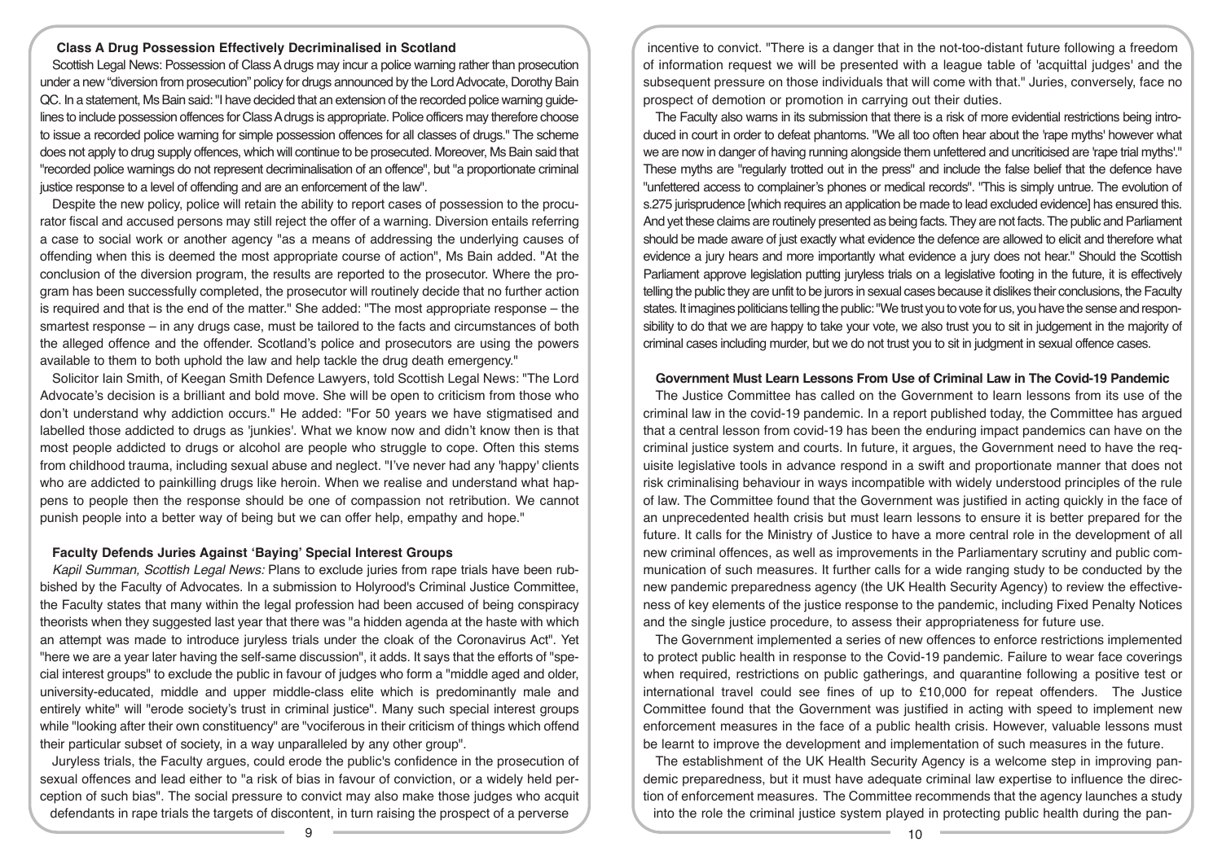### Class A Drug Possession Effectively Decriminalised in Scotland

Scottish Legal News: Possession of Class A drugs may incur a police warning rather than prosecution under a new "diversion from prosecution" policy for drugs announced by the Lord Advocate, Dorothy Bain QC. In a statement, Ms Bain said: "I have decided that an extension of the recorded police warning guidelines to include possession offences for Class A drugs is appropriate. Police officers may therefore choose to issue a recorded police warning for simple possession offences for all classes of drugs." The scheme does not apply to drug supply offences, which will continue to be prosecuted. Moreover, Ms Bain said that "recorded police warnings do not represent decriminalisation of an offence", but "a proportionate criminal justice response to a level of offending and are an enforcement of the law".

Despite the new policy, police will retain the ability to report cases of possession to the procurator fiscal and accused persons may still reject the offer of a warning. Diversion entails referring a case to social work or another agency "as a means of addressing the underlying causes of offending when this is deemed the most appropriate course of action", Ms Bain added. "At the conclusion of the diversion program, the results are reported to the prosecutor. Where the program has been successfully completed, the prosecutor will routinely decide that no further action is required and that is the end of the matter." She added: "The most appropriate response – the smartest response – in any drugs case, must be tailored to the facts and circumstances of both the alleged offence and the offender. Scotland's police and prosecutors are using the powers available to them to both uphold the law and help tackle the drug death emergency."

Solicitor Iain Smith, of Keegan Smith Defence Lawyers, told Scottish Legal News: "The Lord Advocate's decision is a brilliant and bold move. She will be open to criticism from those who don't understand why addiction occurs." He added: "For 50 years we have stigmatised and labelled those addicted to drugs as 'junkies'. What we know now and didn't know then is that most people addicted to drugs or alcohol are people who struggle to cope. Often this stems from childhood trauma, including sexual abuse and neglect. "I've never had any 'happy' clients who are addicted to painkilling drugs like heroin. When we realise and understand what happens to people then the response should be one of compassion not retribution. We cannot punish people into a better way of being but we can offer help, empathy and hope."

### Faculty Defends Juries Against 'Baying' Special Interest Groups

*Kapil Summan, Scottish Legal News:* Plans to exclude juries from rape trials have been rubbished by the Faculty of Advocates. In a submission to Holyrood's Criminal Justice Committee, the Faculty states that many within the legal profession had been accused of being conspiracy theorists when they suggested last year that there was "a hidden agenda at the haste with which an attempt was made to introduce juryless trials under the cloak of the Coronavirus Act". Yet "here we are a year later having the self-same discussion", it adds. It says that the efforts of "special interest groups" to exclude the public in favour of judges who form a "middle aged and older, university-educated, middle and upper middle-class elite which is predominantly male and entirely white" will "erode society's trust in criminal justice". Many such special interest groups while "looking after their own constituency" are "vociferous in their criticism of things which offend their particular subset of society, in a way unparalleled by any other group".

Juryless trials, the Faculty argues, could erode the public's confidence in the prosecution of sexual offences and lead either to "a risk of bias in favour of conviction, or a widely held perception of such bias". The social pressure to convict may also make those judges who acquit defendants in rape trials the targets of discontent, in turn raising the prospect of a perverse incentive to convict. "There is a danger that in the not-too-distant future following a freedom of information request we will be presented with a league table of 'acquittal judges' and the subsequent pressure on those individuals that will come with that." Juries, conversely, face no prospect of demotion or promotion in carrying out their duties.

The Faculty also warns in its submission that there is a risk of more evidential restrictions being introduced in court in order to defeat phantoms. "We all too often hear about the 'rape myths' however what we are now in danger of having running alongside them unfettered and uncriticised are 'rape trial myths'." These myths are "regularly trotted out in the press" and include the false belief that the defence have "unfettered access to complainer's phones or medical records". "This is simply untrue. The evolution of s.275 jurisprudence [which requires an application be made to lead excluded evidence] has ensured this. And yet these claims are routinely presented as being facts. They are not facts. The public and Parliament should be made aware of just exactly what evidence the defence are allowed to elicit and therefore what evidence a jury hears and more importantly what evidence a jury does not hear." Should the Scottish Parliament approve legislation putting juryless trials on a legislative footing in the future, it is effectively telling the public they are unfit to be jurors in sexual cases because it dislikes their conclusions, the Faculty states. It imagines politicians telling the public: "We trust you to vote for us, you have the sense and responsibility to do that we are happy to take your vote, we also trust you to sit in judgement in the majority of criminal cases including murder, but we do not trust you to sit in judgment in sexual offence cases.

### Government Must Learn Lessons From Use of Criminal Law in The Covid-19 Pandemic

The Justice Committee has called on the Government to learn lessons from its use of the criminal law in the covid-19 pandemic. In a report published today, the Committee has argued that a central lesson from covid-19 has been the enduring impact pandemics can have on the criminal justice system and courts. In future, it argues, the Government need to have the requisite legislative tools in advance respond in a swift and proportionate manner that does not risk criminalising behaviour in ways incompatible with widely understood principles of the rule of law. The Committee found that the Government was justified in acting quickly in the face of an unprecedented health crisis but must learn lessons to ensure it is better prepared for the future. It calls for the Ministry of Justice to have a more central role in the development of all new criminal offences, as well as improvements in the Parliamentary scrutiny and public communication of such measures. It further calls for a wide ranging study to be conducted by the new pandemic preparedness agency (the UK Health Security Agency) to review the effectiveness of key elements of the justice response to the pandemic, including Fixed Penalty Notices and the single justice procedure, to assess their appropriateness for future use.

The Government implemented a series of new offences to enforce restrictions implemented to protect public health in response to the Covid-19 pandemic. Failure to wear face coverings when required, restrictions on public gatherings, and quarantine following a positive test or international travel could see fines of up to £10,000 for repeat offenders. The Justice Committee found that the Government was justified in acting with speed to implement new enforcement measures in the face of a public health crisis. However, valuable lessons must be learnt to improve the development and implementation of such measures in the future.

The establishment of the UK Health Security Agency is a welcome step in improving pandemic preparedness, but it must have adequate criminal law expertise to influence the direction of enforcement measures. The Committee recommends that the agency launches a study into the role the criminal justice system played in protecting public health during the pan-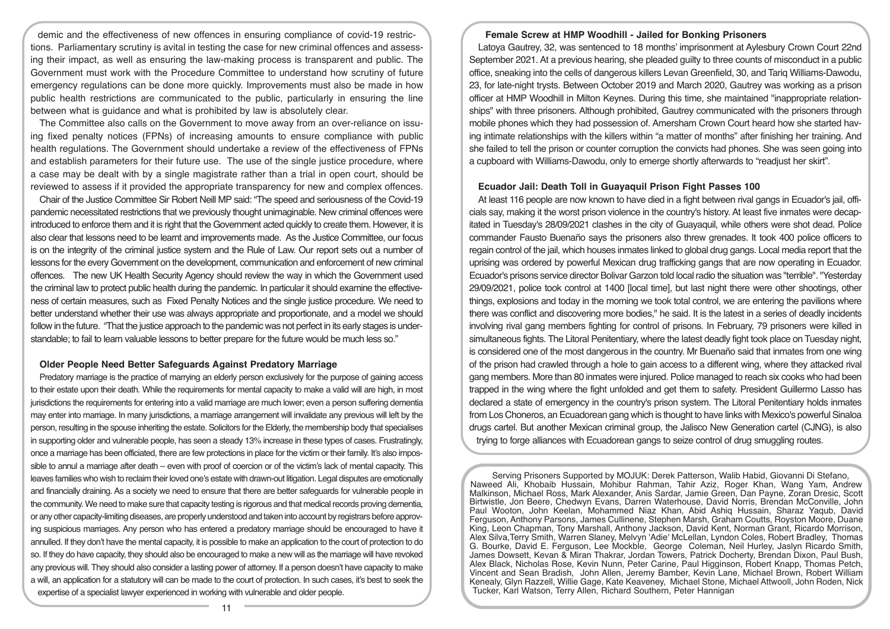demic and the effectiveness of new offences in ensuring compliance of covid-19 restrictions. Parliamentary scrutiny is avital in testing the case for new criminal offences and assessing their impact, as well as ensuring the law-making process is transparent and public. The Government must work with the Procedure Committee to understand how scrutiny of future emergency regulations can be done more quickly. Improvements must also be made in how public health restrictions are communicated to the public, particularly in ensuring the line between what is guidance and what is prohibited by law is absolutely clear.

The Committee also calls on the Government to move away from an over-reliance on issuing fixed penalty notices (FPNs) of increasing amounts to ensure compliance with public health regulations. The Government should undertake a review of the effectiveness of FPNs and establish parameters for their future use. The use of the single justice procedure, where a case may be dealt with by a single magistrate rather than a trial in open court, should be reviewed to assess if it provided the appropriate transparency for new and complex offences.

Chair of the Justice Committee Sir Robert Neill MP said: "The speed and seriousness of the Covid-19 pandemic necessitated restrictions that we previously thought unimaginable. New criminal offences were introduced to enforce them and it is right that the Government acted quickly to create them. However, it is also clear that lessons need to be learnt and improvements made. As the Justice Committee, our focus is on the integrity of the criminal justice system and the Rule of Law. Our report sets out a number of lessons for the every Government on the development, communication and enforcement of new criminal offences. The new UK Health Security Agency should review the way in which the Government used the criminal law to protect public health during the pandemic. In particular it should examine the effectiveness of certain measures, such as Fixed Penalty Notices and the single justice procedure. We need to better understand whether their use was always appropriate and proportionate, and a model we should follow in the future. "That the justice approach to the pandemic was not perfect in its early stages is understandable; to fail to learn valuable lessons to better prepare for the future would be much less so."

### Older People Need Better Safeguards Against Predatory Marriage

Predatory marriage is the practice of marrying an elderly person exclusively for the purpose of gaining access to their estate upon their death. While the requirements for mental capacity to make a valid will are high, in most jurisdictions the requirements for entering into a valid marriage are much lower; even a person suffering dementia may enter into marriage. In many jurisdictions, a marriage arrangement will invalidate any previous will left by the person, resulting in the spouse inheriting the estate. Solicitors for the Elderly, the membership body that specialises in supporting older and vulnerable people, has seen a steady 13% increase in these types of cases. Frustratingly, once a marriage has been officiated, there are few protections in place for the victim or their family. It's also impossible to annul a marriage after death – even with proof of coercion or of the victim's lack of mental capacity. This leaves families who wish to reclaim their loved one's estate with drawn-out litigation. Legal disputes are emotionally and financially draining. As a society we need to ensure that there are better safeguards for vulnerable people in the community. We need to make sure that capacity testing is rigorous and that medical records proving dementia, or any other capacity-limiting diseases, are properly understood and taken into account by registrars before approving suspicious marriages. Any person who has entered a predatory marriage should be encouraged to have it annulled. If they don't have the mental capacity, it is possible to make an application to the court of protection to do so. If they do have capacity, they should also be encouraged to make a new will as the marriage will have revoked any previous will. They should also consider a lasting power of attorney. If a person doesn't have capacity to make a will, an application for a statutory will can be made to the court of protection. In such cases, it's best to seek the expertise of a specialist lawyer experienced in working with vulnerable and older people.

### Female Screw at HMP Woodhill - Jailed for Bonking Prisoners

Latoya Gautrey, 32, was sentenced to 18 months' imprisonment at Aylesbury Crown Court 22nd September 2021. At a previous hearing, she pleaded guilty to three counts of misconduct in a public office, sneaking into the cells of dangerous killers Levan Greenfield, 30, and Tariq Williams-Dawodu, 23, for late-night trysts. Between October 2019 and March 2020, Gautrey was working as a prison officer at HMP Woodhill in Milton Keynes. During this time, she maintained "inappropriate relationships" with three prisoners. Although prohibited, Gautrey communicated with the prisoners through mobile phones which they had possession of. Amersham Crown Court heard how she started having intimate relationships with the killers within "a matter of months" after finishing her training. And she failed to tell the prison or counter corruption the convicts had phones. She was seen going into a cupboard with Williams-Dawodu, only to emerge shortly afterwards to "readjust her skirt".

### Ecuador Jail: Death Toll in Guayaquil Prison Fight Passes 100

At least 116 people are now known to have died in a fight between rival gangs in Ecuador's jail, officials say, making it the worst prison violence in the country's history. At least five inmates were decapitated in Tuesday's 28/09/2021 clashes in the city of Guayaquil, while others were shot dead. Police commander Fausto Buenaño says the prisoners also threw grenades. It took 400 police officers to regain control of the jail, which houses inmates linked to global drug gangs. Local media report that the uprising was ordered by powerful Mexican drug trafficking gangs that are now operating in Ecuador. Ecuador's prisons service director Bolivar Garzon told local radio the situation was "terrible". "Yesterday 29/09/2021, police took control at 1400 [local time], but last night there were other shootings, other things, explosions and today in the morning we took total control, we are entering the pavilions where there was conflict and discovering more bodies," he said. It is the latest in a series of deadly incidents involving rival gang members fighting for control of prisons. In February, 79 prisoners were killed in simultaneous fights. The Litoral Penitentiary, where the latest deadly fight took place on Tuesday night, is considered one of the most dangerous in the country. Mr Buenaño said that inmates from one wing of the prison had crawled through a hole to gain access to a different wing, where they attacked rival gang members. More than 80 inmates were injured. Police managed to reach six cooks who had been trapped in the wing where the fight unfolded and get them to safety. President Guillermo Lasso has declared a state of emergency in the country's prison system. The Litoral Penitentiary holds inmates from Los Choneros, an Ecuadorean gang which is thought to have links with Mexico's powerful Sinaloa drugs cartel. But another Mexican criminal group, the Jalisco New Generation cartel (CJNG), is also trying to forge alliances with Ecuadorean gangs to seize control of drug smuggling routes.

Serving Prisoners Supported by MOJUK: Derek Patterson, Walib Habid, Giovanni Di Stefano, Naweed Ali, Khobaib Hussain, Mohibur Rahman, Tahir Aziz, Roger Khan, Wang Yam, Andrew Malkinson, Michael Ross, Mark Alexander, Anis Sardar, Jamie Green, Dan Payne, Zoran Dresic, Scott Birtwistle, Jon Beere, Chedwyn Evans, Darren Waterhouse, David Norris, Brendan McConville, John Paul Wooton, John Keelan, Mohammed Niaz Khan, Abid Ashiq Hussain, Sharaz Yaqub, David Ferguson, Anthony Parsons, James Cullinene, Stephen Marsh, Graham Coutts, Royston Moore, Duane King, Leon Chapman, Tony Marshall, Anthony Jackson, David Kent, Norman Grant, Ricardo Morrison, Alex Silva,Terry Smith, Warren Slaney, Melvyn 'Adie' McLellan, Lyndon Coles, Robert Bradley, Thomas G. Bourke, David E. Ferguson, Lee Mockble, George Coleman, Neil Hurley, Jaslyn Ricardo Smith, James Dowsett, Kevan & Miran Thakrar, Jordan Towers, Patrick Docherty, Brendan Dixon, Paul Bush, Alex Black, Nicholas Rose, Kevin Nunn, Peter Carine, Paul Higginson, Robert Knapp, Thomas Petch, Vincent and Sean Bradish, John Allen, Jeremy Bamber, Kevin Lane, Michael Brown, Robert William Kenealy, Glyn Razzell, Willie Gage, Kate Keaveney, Michael Stone, Michael Attwooll, John Roden, Nick Tucker, Karl Watson, Terry Allen, Richard Southern, Peter Hannigan